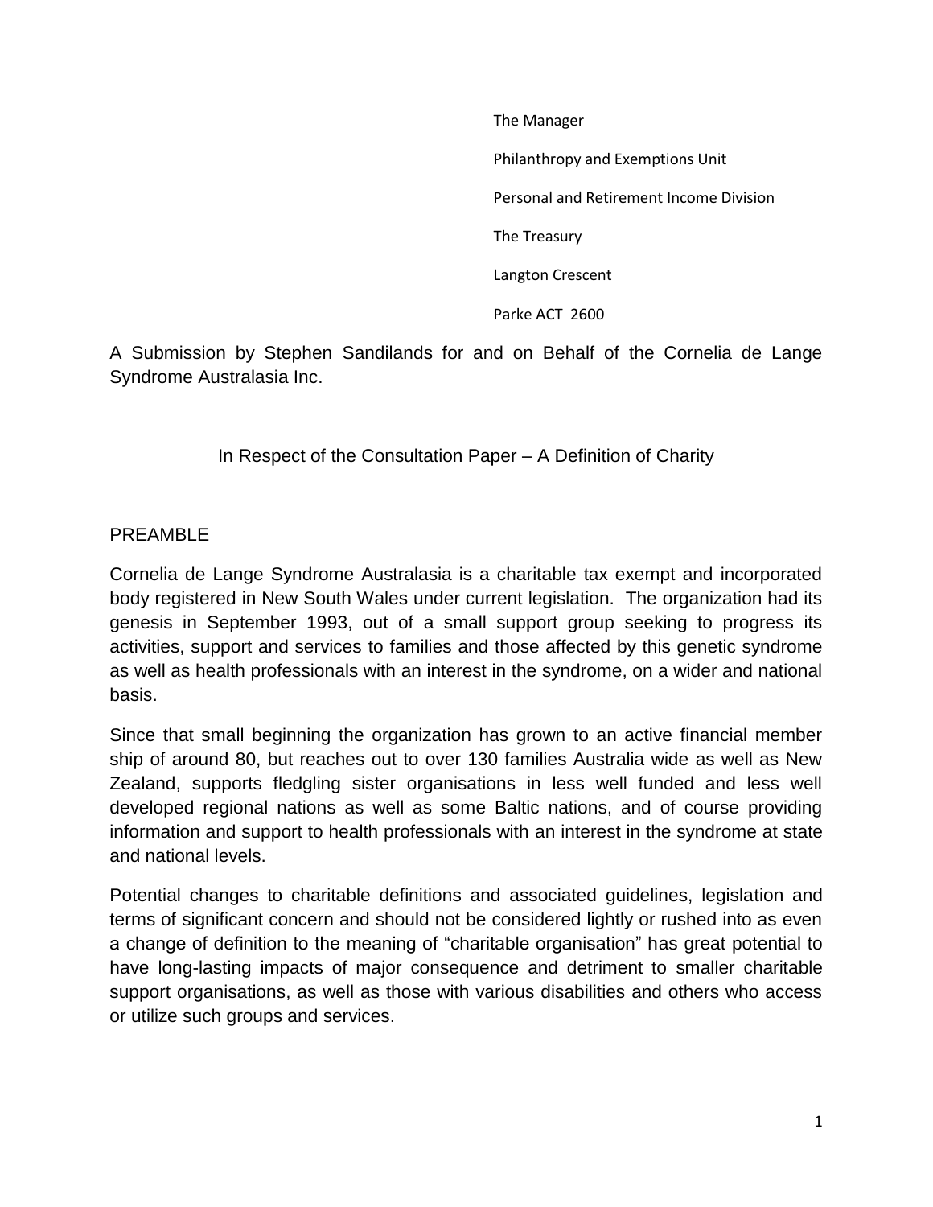The Manager

Philanthropy and Exemptions Unit

Personal and Retirement Income Division

The Treasury

Langton Crescent

Parke ACT 2600

A Submission by Stephen Sandilands for and on Behalf of the Cornelia de Lange Syndrome Australasia Inc.

In Respect of the Consultation Paper – A Definition of Charity

## PREAMBLE

Cornelia de Lange Syndrome Australasia is a charitable tax exempt and incorporated body registered in New South Wales under current legislation. The organization had its genesis in September 1993, out of a small support group seeking to progress its activities, support and services to families and those affected by this genetic syndrome as well as health professionals with an interest in the syndrome, on a wider and national basis.

Since that small beginning the organization has grown to an active financial member ship of around 80, but reaches out to over 130 families Australia wide as well as New Zealand, supports fledgling sister organisations in less well funded and less well developed regional nations as well as some Baltic nations, and of course providing information and support to health professionals with an interest in the syndrome at state and national levels.

Potential changes to charitable definitions and associated guidelines, legislation and terms of significant concern and should not be considered lightly or rushed into as even a change of definition to the meaning of "charitable organisation" has great potential to have long-lasting impacts of major consequence and detriment to smaller charitable support organisations, as well as those with various disabilities and others who access or utilize such groups and services.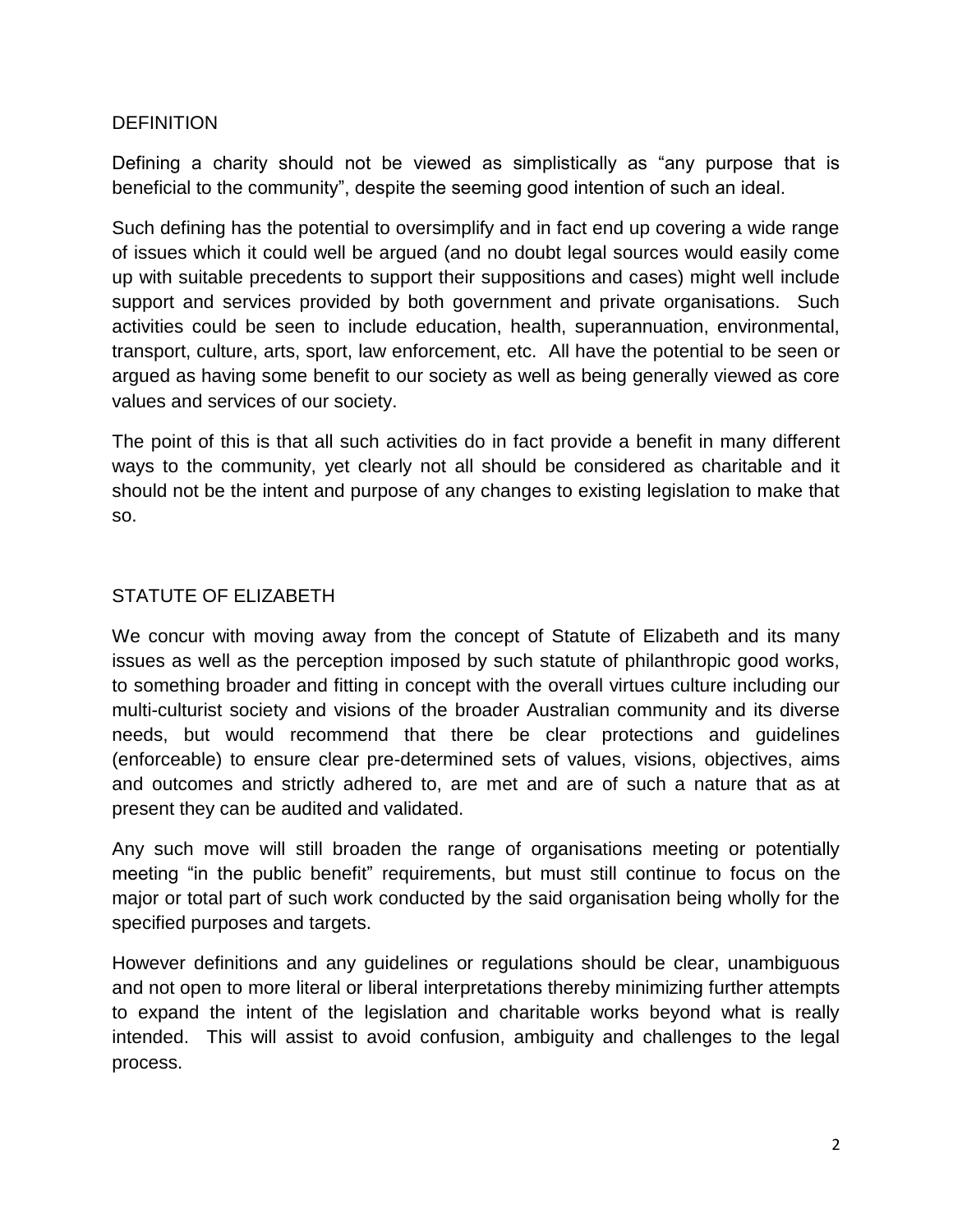## DEFINITION

Defining a charity should not be viewed as simplistically as "any purpose that is beneficial to the community", despite the seeming good intention of such an ideal.

Such defining has the potential to oversimplify and in fact end up covering a wide range of issues which it could well be argued (and no doubt legal sources would easily come up with suitable precedents to support their suppositions and cases) might well include support and services provided by both government and private organisations. Such activities could be seen to include education, health, superannuation, environmental, transport, culture, arts, sport, law enforcement, etc. All have the potential to be seen or argued as having some benefit to our society as well as being generally viewed as core values and services of our society.

The point of this is that all such activities do in fact provide a benefit in many different ways to the community, yet clearly not all should be considered as charitable and it should not be the intent and purpose of any changes to existing legislation to make that so.

## STATUTE OF ELIZABETH

We concur with moving away from the concept of Statute of Elizabeth and its many issues as well as the perception imposed by such statute of philanthropic good works, to something broader and fitting in concept with the overall virtues culture including our multi-culturist society and visions of the broader Australian community and its diverse needs, but would recommend that there be clear protections and guidelines (enforceable) to ensure clear pre-determined sets of values, visions, objectives, aims and outcomes and strictly adhered to, are met and are of such a nature that as at present they can be audited and validated.

Any such move will still broaden the range of organisations meeting or potentially meeting "in the public benefit" requirements, but must still continue to focus on the major or total part of such work conducted by the said organisation being wholly for the specified purposes and targets.

However definitions and any guidelines or regulations should be clear, unambiguous and not open to more literal or liberal interpretations thereby minimizing further attempts to expand the intent of the legislation and charitable works beyond what is really intended. This will assist to avoid confusion, ambiguity and challenges to the legal process.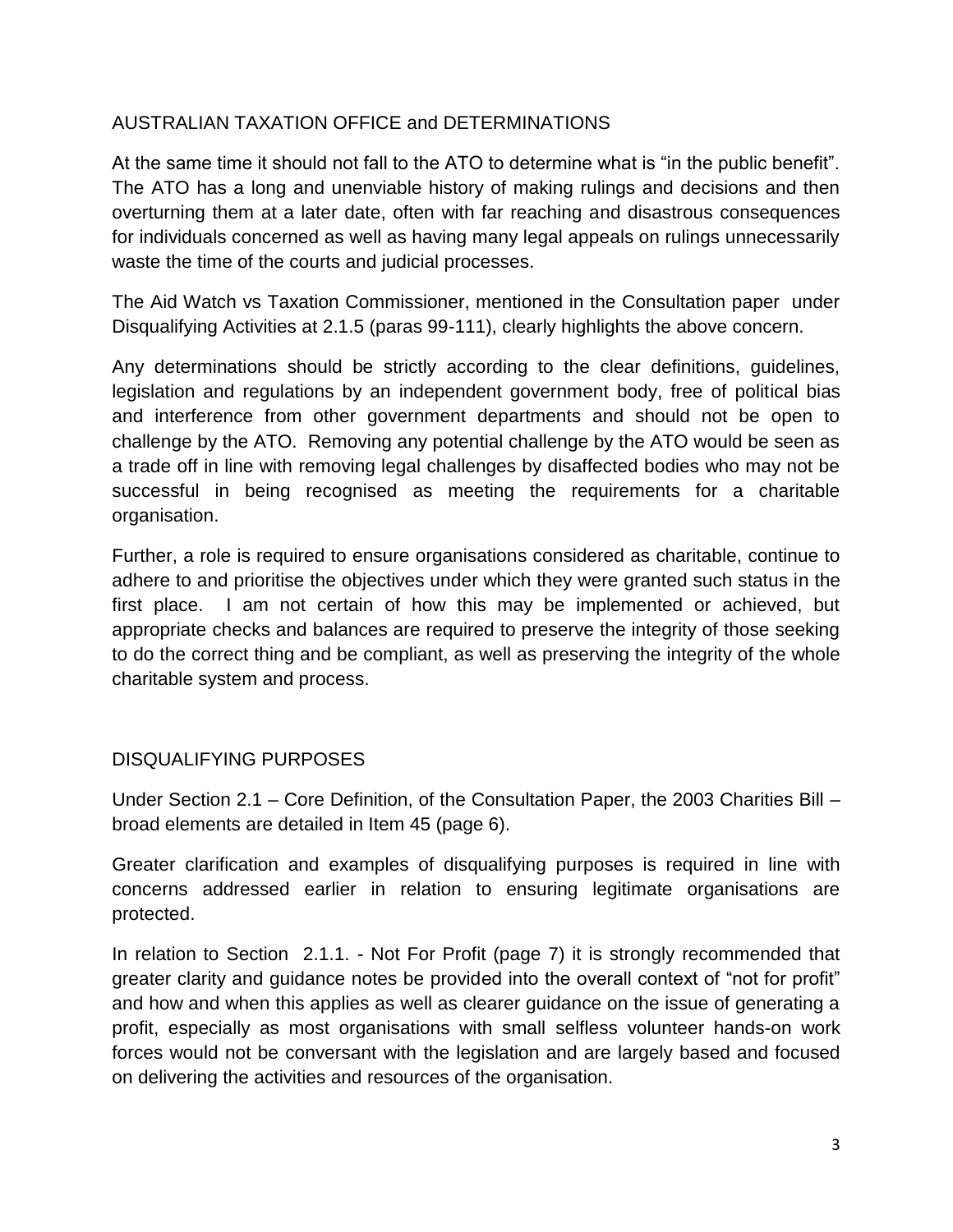## AUSTRALIAN TAXATION OFFICE and DETERMINATIONS

At the same time it should not fall to the ATO to determine what is "in the public benefit". The ATO has a long and unenviable history of making rulings and decisions and then overturning them at a later date, often with far reaching and disastrous consequences for individuals concerned as well as having many legal appeals on rulings unnecessarily waste the time of the courts and judicial processes.

The Aid Watch vs Taxation Commissioner, mentioned in the Consultation paper under Disqualifying Activities at 2.1.5 (paras 99-111), clearly highlights the above concern.

Any determinations should be strictly according to the clear definitions, guidelines, legislation and regulations by an independent government body, free of political bias and interference from other government departments and should not be open to challenge by the ATO. Removing any potential challenge by the ATO would be seen as a trade off in line with removing legal challenges by disaffected bodies who may not be successful in being recognised as meeting the requirements for a charitable organisation.

Further, a role is required to ensure organisations considered as charitable, continue to adhere to and prioritise the objectives under which they were granted such status in the first place. I am not certain of how this may be implemented or achieved, but appropriate checks and balances are required to preserve the integrity of those seeking to do the correct thing and be compliant, as well as preserving the integrity of the whole charitable system and process.

## DISQUALIFYING PURPOSES

Under Section 2.1 – Core Definition, of the Consultation Paper, the 2003 Charities Bill – broad elements are detailed in Item 45 (page 6).

Greater clarification and examples of disqualifying purposes is required in line with concerns addressed earlier in relation to ensuring legitimate organisations are protected.

In relation to Section 2.1.1. - Not For Profit (page 7) it is strongly recommended that greater clarity and guidance notes be provided into the overall context of "not for profit" and how and when this applies as well as clearer guidance on the issue of generating a profit, especially as most organisations with small selfless volunteer hands-on work forces would not be conversant with the legislation and are largely based and focused on delivering the activities and resources of the organisation.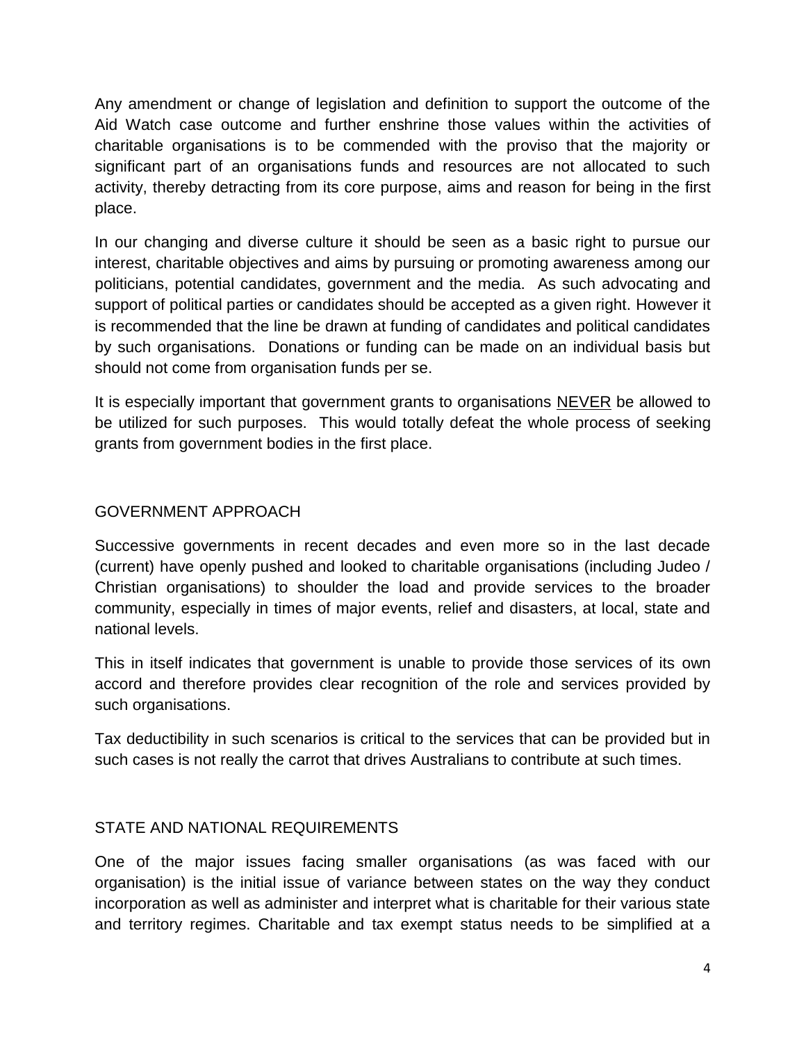Any amendment or change of legislation and definition to support the outcome of the Aid Watch case outcome and further enshrine those values within the activities of charitable organisations is to be commended with the proviso that the majority or significant part of an organisations funds and resources are not allocated to such activity, thereby detracting from its core purpose, aims and reason for being in the first place.

In our changing and diverse culture it should be seen as a basic right to pursue our interest, charitable objectives and aims by pursuing or promoting awareness among our politicians, potential candidates, government and the media. As such advocating and support of political parties or candidates should be accepted as a given right. However it is recommended that the line be drawn at funding of candidates and political candidates by such organisations. Donations or funding can be made on an individual basis but should not come from organisation funds per se.

It is especially important that government grants to organisations <u>NEVER</u> be allowed to be utilized for such purposes. This would totally defeat the whole process of seeking grants from government bodies in the first place.

## GOVERNMENT APPROACH

Successive governments in recent decades and even more so in the last decade (current) have openly pushed and looked to charitable organisations (including Judeo / Christian organisations) to shoulder the load and provide services to the broader community, especially in times of major events, relief and disasters, at local, state and national levels.

This in itself indicates that government is unable to provide those services of its own accord and therefore provides clear recognition of the role and services provided by such organisations.

Tax deductibility in such scenarios is critical to the services that can be provided but in such cases is not really the carrot that drives Australians to contribute at such times.

## STATE AND NATIONAL REQUIREMENTS

One of the major issues facing smaller organisations (as was faced with our organisation) is the initial issue of variance between states on the way they conduct incorporation as well as administer and interpret what is charitable for their various state and territory regimes. Charitable and tax exempt status needs to be simplified at a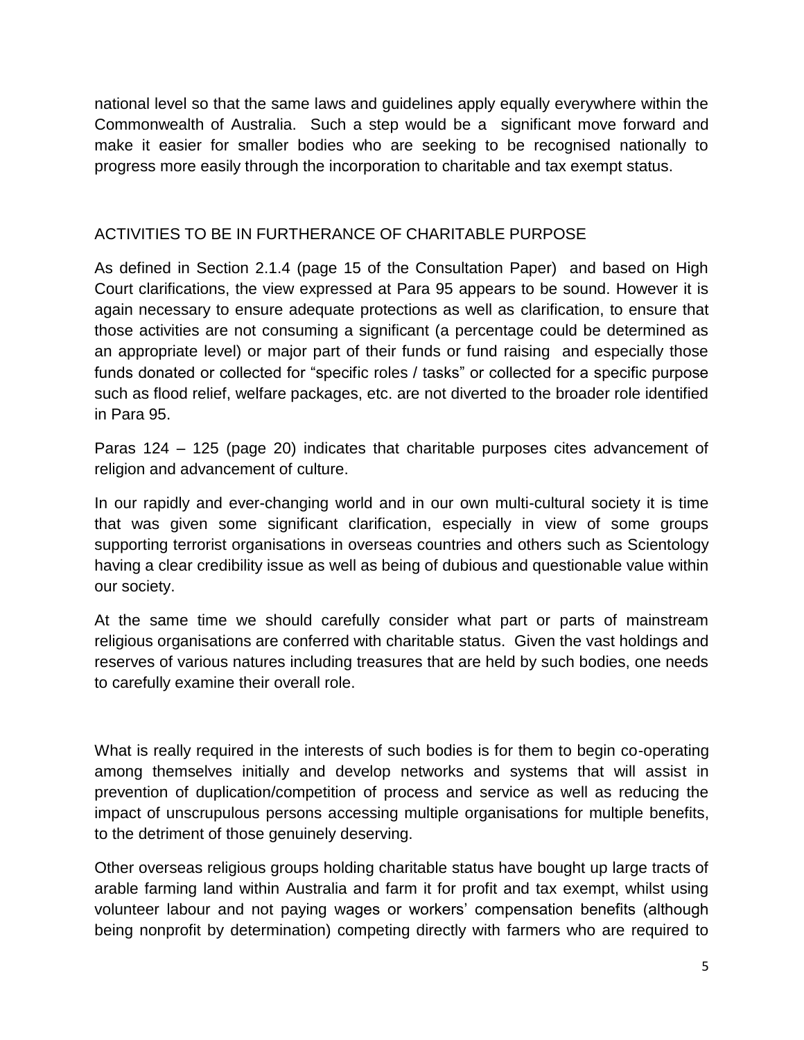national level so that the same laws and guidelines apply equally everywhere within the Commonwealth of Australia. Such a step would be a significant move forward and make it easier for smaller bodies who are seeking to be recognised nationally to progress more easily through the incorporation to charitable and tax exempt status.

## ACTIVITIES TO BE IN FURTHERANCE OF CHARITABLE PURPOSE

As defined in Section 2.1.4 (page 15 of the Consultation Paper) and based on High Court clarifications, the view expressed at Para 95 appears to be sound. However it is again necessary to ensure adequate protections as well as clarification, to ensure that those activities are not consuming a significant (a percentage could be determined as an appropriate level) or major part of their funds or fund raising and especially those funds donated or collected for "specific roles / tasks" or collected for a specific purpose such as flood relief, welfare packages, etc. are not diverted to the broader role identified in Para 95.

Paras 124 – 125 (page 20) indicates that charitable purposes cites advancement of religion and advancement of culture.

In our rapidly and ever-changing world and in our own multi-cultural society it is time that was given some significant clarification, especially in view of some groups supporting terrorist organisations in overseas countries and others such as Scientology having a clear credibility issue as well as being of dubious and questionable value within our society.

At the same time we should carefully consider what part or parts of mainstream religious organisations are conferred with charitable status. Given the vast holdings and reserves of various natures including treasures that are held by such bodies, one needs to carefully examine their overall role.

What is really required in the interests of such bodies is for them to begin co-operating among themselves initially and develop networks and systems that will assist in prevention of duplication/competition of process and service as well as reducing the impact of unscrupulous persons accessing multiple organisations for multiple benefits, to the detriment of those genuinely deserving.

Other overseas religious groups holding charitable status have bought up large tracts of arable farming land within Australia and farm it for profit and tax exempt, whilst using volunteer labour and not paying wages or workers' compensation benefits (although being nonprofit by determination) competing directly with farmers who are required to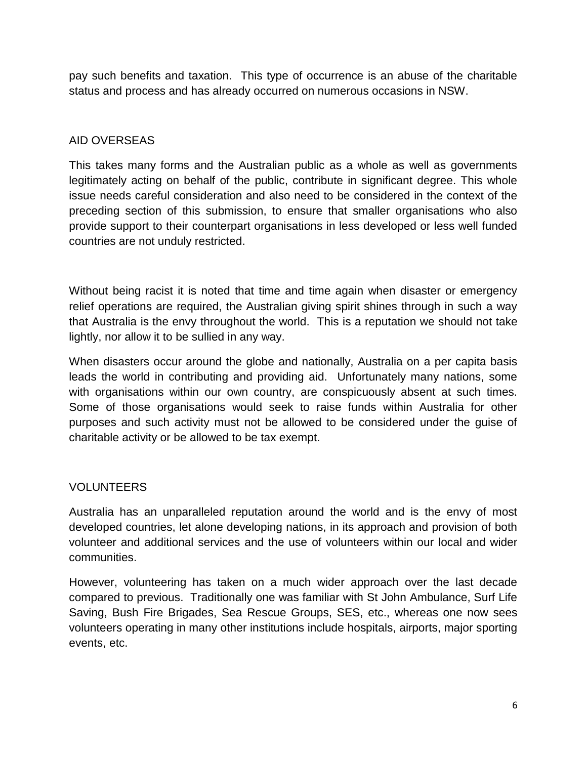pay such benefits and taxation. This type of occurrence is an abuse of the charitable status and process and has already occurred on numerous occasions in NSW.

## AID OVERSEAS

This takes many forms and the Australian public as a whole as well as governments legitimately acting on behalf of the public, contribute in significant degree. This whole issue needs careful consideration and also need to be considered in the context of the preceding section of this submission, to ensure that smaller organisations who also provide support to their counterpart organisations in less developed or less well funded countries are not unduly restricted.

Without being racist it is noted that time and time again when disaster or emergency relief operations are required, the Australian giving spirit shines through in such a way that Australia is the envy throughout the world. This is a reputation we should not take lightly, nor allow it to be sullied in any way.

When disasters occur around the globe and nationally, Australia on a per capita basis leads the world in contributing and providing aid. Unfortunately many nations, some with organisations within our own country, are conspicuously absent at such times. Some of those organisations would seek to raise funds within Australia for other purposes and such activity must not be allowed to be considered under the guise of charitable activity or be allowed to be tax exempt.

## VOLUNTEERS

Australia has an unparalleled reputation around the world and is the envy of most developed countries, let alone developing nations, in its approach and provision of both volunteer and additional services and the use of volunteers within our local and wider communities.

However, volunteering has taken on a much wider approach over the last decade compared to previous. Traditionally one was familiar with St John Ambulance, Surf Life Saving, Bush Fire Brigades, Sea Rescue Groups, SES, etc., whereas one now sees volunteers operating in many other institutions include hospitals, airports, major sporting events, etc.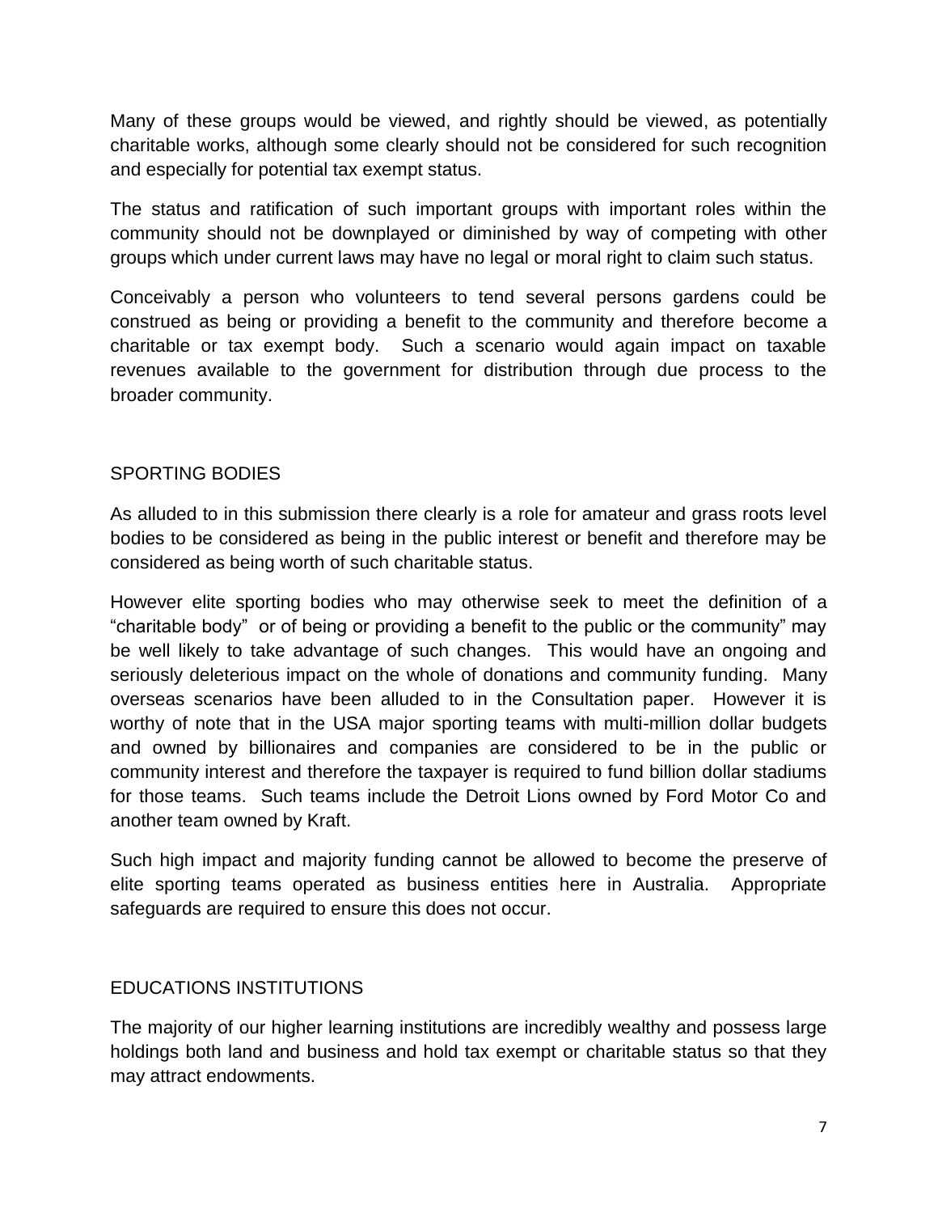Many of these groups would be viewed, and rightly should be viewed, as potentially charitable works, although some clearly should not be considered for such recognition and especially for potential tax exempt status.

The status and ratification of such important groups with important roles within the community should not be downplayed or diminished by way of competing with other groups which under current laws may have no legal or moral right to claim such status.

Conceivably a person who volunteers to tend several persons gardens could be construed as being or providing a benefit to the community and therefore become a charitable or tax exempt body. Such a scenario would again impact on taxable revenues available to the government for distribution through due process to the broader community.

## SPORTING BODIES

As alluded to in this submission there clearly is a role for amateur and grass roots level bodies to be considered as being in the public interest or benefit and therefore may be considered as being worth of such charitable status.

However elite sporting bodies who may otherwise seek to meet the definition of a "charitable body" or of being or providing a benefit to the public or the community" may be well likely to take advantage of such changes. This would have an ongoing and seriously deleterious impact on the whole of donations and community funding. Many overseas scenarios have been alluded to in the Consultation paper. However it is worthy of note that in the USA major sporting teams with multi-million dollar budgets and owned by billionaires and companies are considered to be in the public or community interest and therefore the taxpayer is required to fund billion dollar stadiums for those teams. Such teams include the Detroit Lions owned by Ford Motor Co and another team owned by Kraft.

Such high impact and majority funding cannot be allowed to become the preserve of elite sporting teams operated as business entities here in Australia. Appropriate safeguards are required to ensure this does not occur.

## EDUCATIONS INSTITUTIONS

The majority of our higher learning institutions are incredibly wealthy and possess large holdings both land and business and hold tax exempt or charitable status so that they may attract endowments.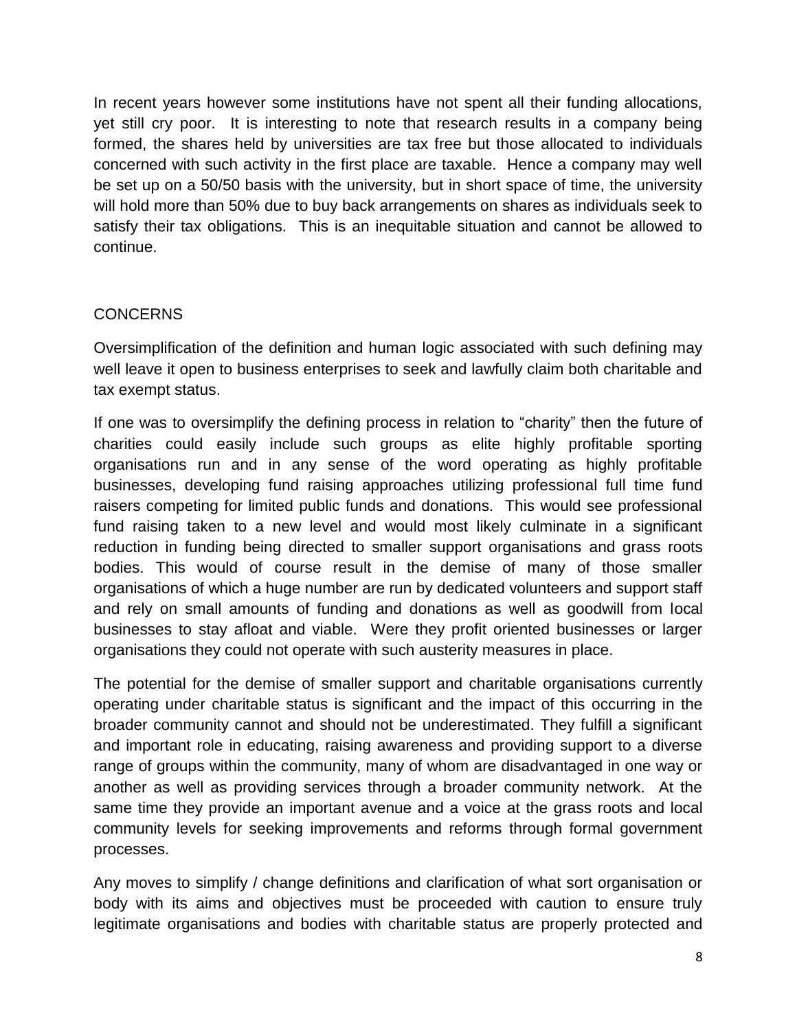In recent years however some institutions have not spent all their funding allocations, yet still cry poor. It is interesting to note that research results in a company being formed, the shares held by universities are tax free but those allocated to individuals concerned with such activity in the first place are taxable. Hence a company may well be set up on a 50/50 basis with the university, but in short space of time, the university will hold more than 50% due to buy back arrangements on shares as individuals seek to satisfy their tax obligations. This is an inequitable situation and cannot be allowed to continue.

## CONCERNS

Oversimplification of the definition and human logic associated with such defining may well leave it open to business enterprises to seek and lawfully claim both charitable and tax exempt status.

If one was to oversimplify the defining process in relation to "charity" then the future of charities could easily include such groups as elite highly profitable sporting organisations run and in any sense of the word operating as highly profitable businesses, developing fund raising approaches utilizing professional full time fund raisers competing for limited public funds and donations. This would see professional fund raising taken to a new level and would most likely culminate in a significant reduction in funding being directed to smaller support organisations and grass roots bodies. This would of course result in the demise of many of those smaller organisations of which a huge number are run by dedicated volunteers and support staff and rely on small amounts of funding and donations as well as goodwill from local businesses to stay afloat and viable. Were they profit oriented businesses or larger organisations they could not operate with such austerity measures in place.

The potential for the demise of smaller support and charitable organisations currently operating under charitable status is significant and the impact of this occurring in the broader community cannot and should not be underestimated. They fulfill a significant and important role in educating, raising awareness and providing support to a diverse range of groups within the community, many of whom are disadvantaged in one way or another as well as providing services through a broader community network. At the same time they provide an important avenue and a voice at the grass roots and local community levels for seeking improvements and reforms through formal government processes.

Any moves to simplify / change definitions and clarification of what sort organisation or body with its aims and objectives must be proceeded with caution to ensure truly legitimate organisations and bodies with charitable status are properly protected and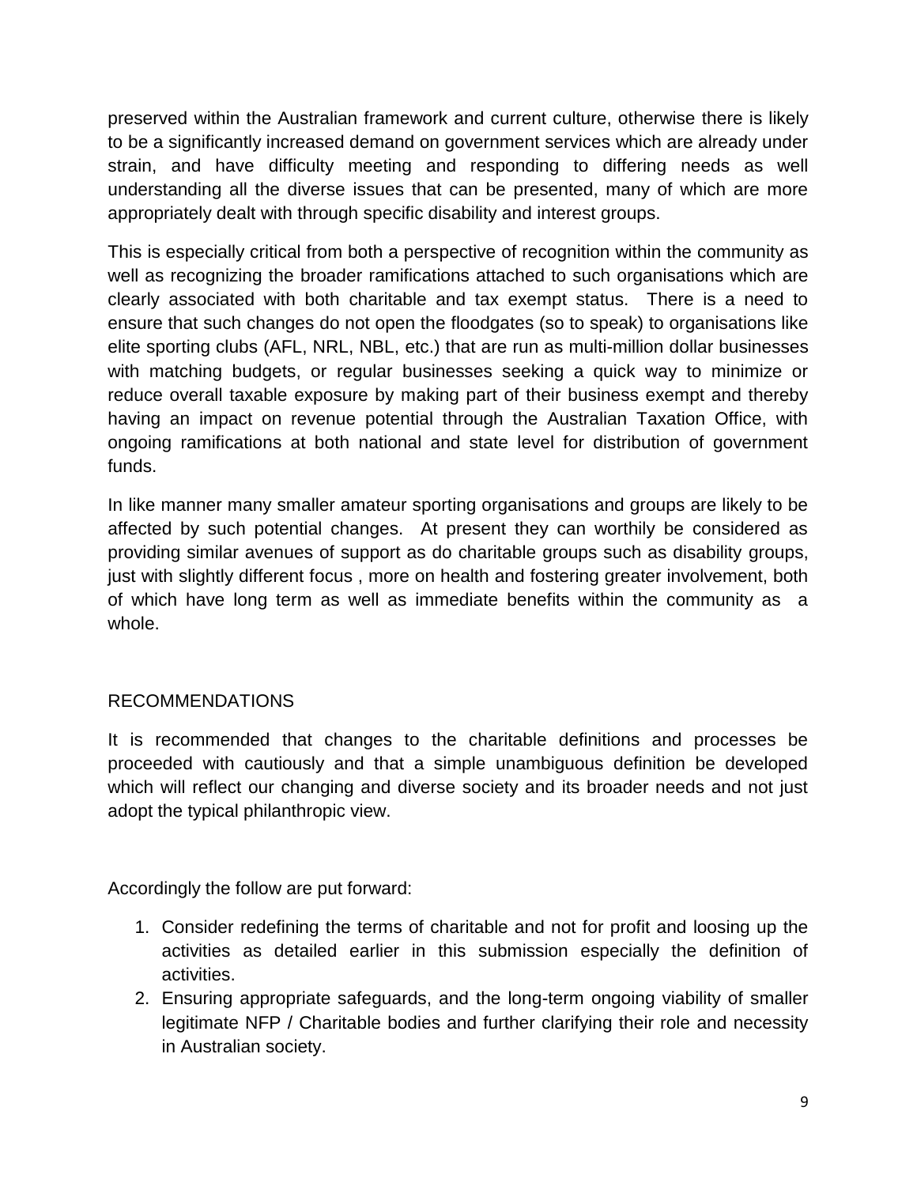preserved within the Australian framework and current culture, otherwise there is likely to be a significantly increased demand on government services which are already under strain, and have difficulty meeting and responding to differing needs as well understanding all the diverse issues that can be presented, many of which are more appropriately dealt with through specific disability and interest groups.

This is especially critical from both a perspective of recognition within the community as well as recognizing the broader ramifications attached to such organisations which are clearly associated with both charitable and tax exempt status. There is a need to ensure that such changes do not open the floodgates (so to speak) to organisations like elite sporting clubs (AFL, NRL, NBL, etc.) that are run as multi-million dollar businesses with matching budgets, or regular businesses seeking a quick way to minimize or reduce overall taxable exposure by making part of their business exempt and thereby having an impact on revenue potential through the Australian Taxation Office, with ongoing ramifications at both national and state level for distribution of government funds.

In like manner many smaller amateur sporting organisations and groups are likely to be affected by such potential changes. At present they can worthily be considered as providing similar avenues of support as do charitable groups such as disability groups, just with slightly different focus , more on health and fostering greater involvement, both of which have long term as well as immediate benefits within the community as a whole.

## RECOMMENDATIONS

It is recommended that changes to the charitable definitions and processes be proceeded with cautiously and that a simple unambiguous definition be developed which will reflect our changing and diverse society and its broader needs and not just adopt the typical philanthropic view.

Accordingly the follow are put forward:

1. Consider redefining the terms of charitable and not for profit and loosing up the activities as detailed earlier in this submission especially the definition of activities.
2. Ensuring appropriate safeguards, and the long-term ongoing viability of smaller legitimate NFP / Charitable bodies and further clarifying their role and necessity in Australian society.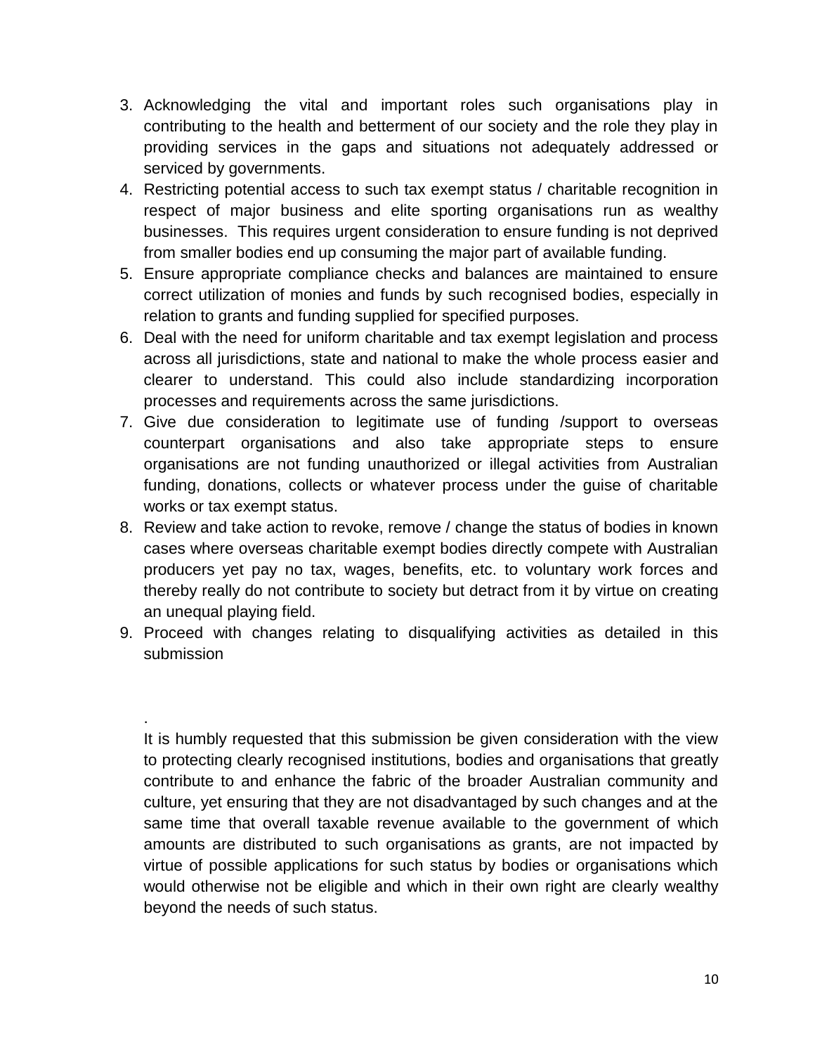3. Acknowledging the vital and important roles such organisations play in contributing to the health and betterment of our society and the role they play in providing services in the gaps and situations not adequately addressed or serviced by governments.
4. Restricting potential access to such tax exempt status / charitable recognition in respect of major business and elite sporting organisations run as wealthy businesses. This requires urgent consideration to ensure funding is not deprived from smaller bodies end up consuming the major part of available funding.
5. Ensure appropriate compliance checks and balances are maintained to ensure correct utilization of monies and funds by such recognised bodies, especially in relation to grants and funding supplied for specified purposes.
6. Deal with the need for uniform charitable and tax exempt legislation and process across all jurisdictions, state and national to make the whole process easier and clearer to understand. This could also include standardizing incorporation processes and requirements across the same jurisdictions.
7. Give due consideration to legitimate use of funding /support to overseas counterpart organisations and also take appropriate steps to ensure organisations are not funding unauthorized or illegal activities from Australian funding, donations, collects or whatever process under the guise of charitable works or tax exempt status.
8. Review and take action to revoke, remove / change the status of bodies in known cases where overseas charitable exempt bodies directly compete with Australian producers yet pay no tax, wages, benefits, etc. to voluntary work forces and thereby really do not contribute to society but detract from it by virtue on creating an unequal playing field.
9. Proceed with changes relating to disqualifying activities as detailed in this submission

.

It is humbly requested that this submission be given consideration with the view to protecting clearly recognised institutions, bodies and organisations that greatly contribute to and enhance the fabric of the broader Australian community and culture, yet ensuring that they are not disadvantaged by such changes and at the same time that overall taxable revenue available to the government of which amounts are distributed to such organisations as grants, are not impacted by virtue of possible applications for such status by bodies or organisations which would otherwise not be eligible and which in their own right are clearly wealthy beyond the needs of such status.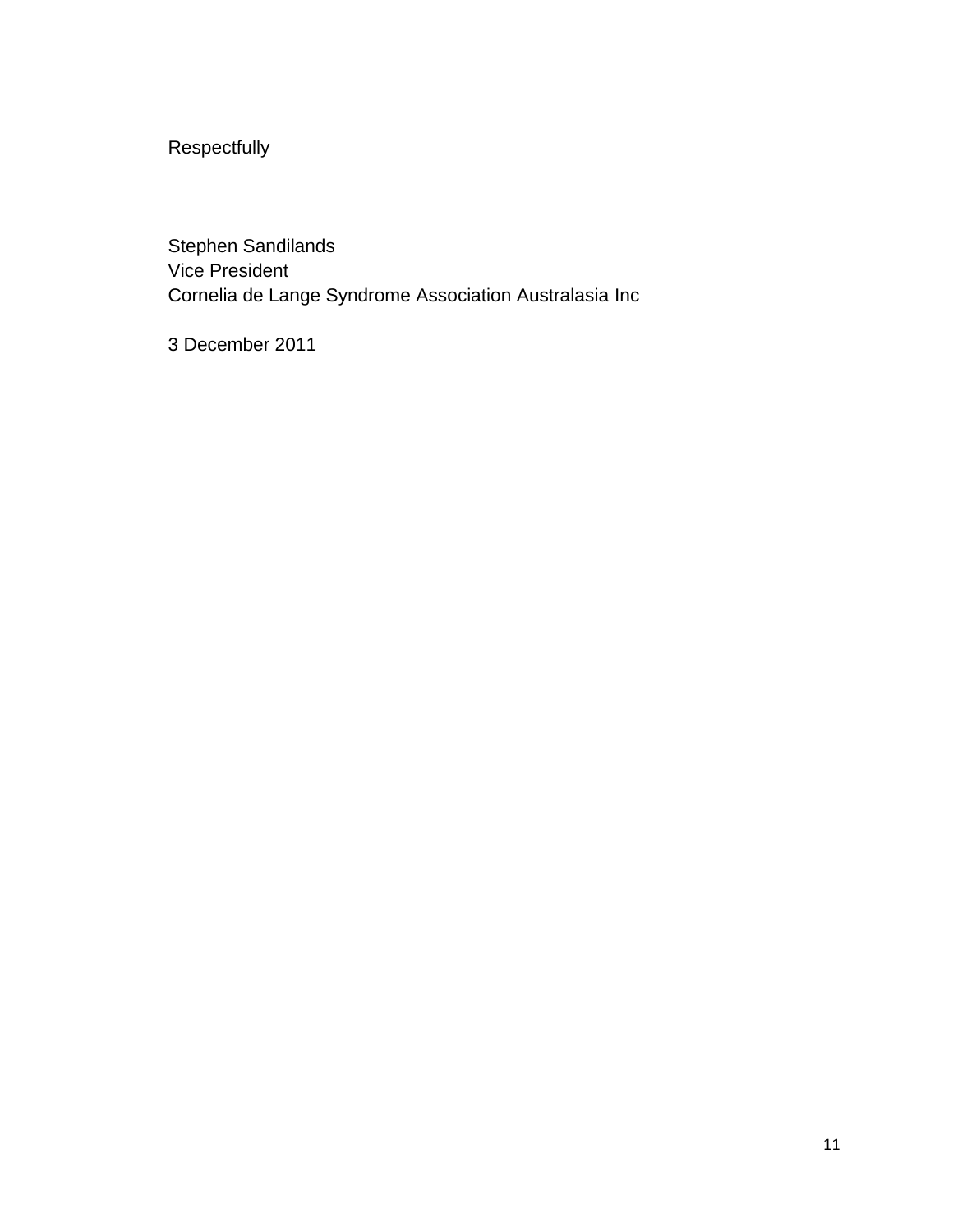Respectfully

Stephen Sandilands
Vice President
Cornelia de Lange Syndrome Association Australasia Inc

3 December 2011